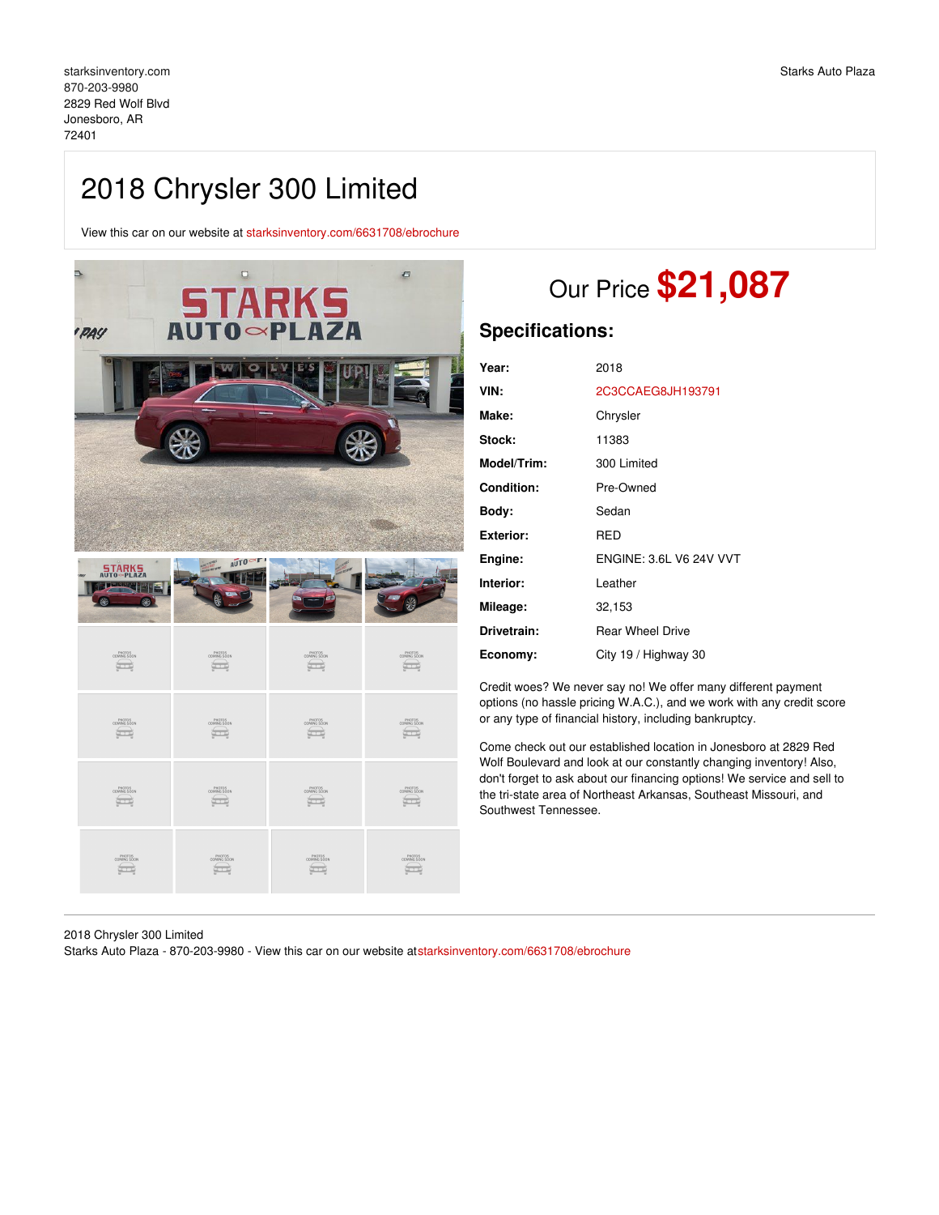starksinventory.com
870-203-9980
2829 Red Wolf Blvd
Jonesboro, AR
72401

Starks Auto Plaza

# 2018 Chrysler 300 Limited

View this car on our website at starksinventory.com/6631708/ebrochure

## Our Price **$21,087**

## Specifications:

| | |
|---|---|
| **Year:** | 2018 |
| **VIN:** | 2C3CCAEG8JH193791 |
| **Make:** | Chrysler |
| **Stock:** | 11383 |
| **Model/Trim:** | 300 Limited |
| **Condition:** | Pre-Owned |
| **Body:** | Sedan |
| **Exterior:** | RED |
| **Engine:** | ENGINE: 3.6L V6 24V VVT |
| **Interior:** | Leather |
| **Mileage:** | 32,153 |
| **Drivetrain:** | Rear Wheel Drive |
| **Economy:** | City 19 / Highway 30 |

Credit woes? We never say no! We offer many different payment options (no hassle pricing W.A.C.), and we work with any credit score or any type of financial history, including bankruptcy.

Come check out our established location in Jonesboro at 2829 Red Wolf Boulevard and look at our constantly changing inventory! Also, don't forget to ask about our financing options! We service and sell to the tri-state area of Northeast Arkansas, Southeast Missouri, and Southwest Tennessee.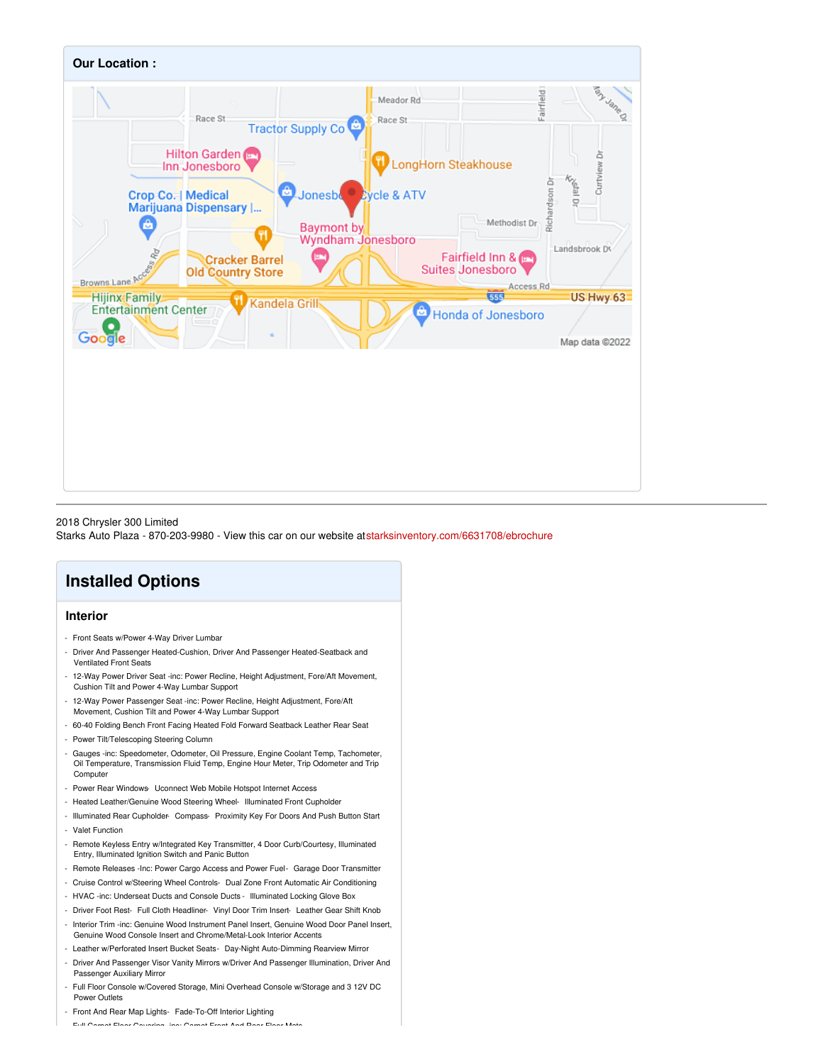## Our Location :

2018 Chrysler 300 Limited
Starks Auto Plaza - 870-203-9980 - View this car on our website at starksinventory.com/6631708/ebrochure

# Installed Options

## Interior

- Front Seats w/Power 4-Way Driver Lumbar
- Driver And Passenger Heated-Cushion, Driver And Passenger Heated-Seatback and Ventilated Front Seats
- 12-Way Power Driver Seat -inc: Power Recline, Height Adjustment, Fore/Aft Movement, Cushion Tilt and Power 4-Way Lumbar Support
- 12-Way Power Passenger Seat -inc: Power Recline, Height Adjustment, Fore/Aft Movement, Cushion Tilt and Power 4-Way Lumbar Support
- 60-40 Folding Bench Front Facing Heated Fold Forward Seatback Leather Rear Seat
- Power Tilt/Telescoping Steering Column
- Gauges -inc: Speedometer, Odometer, Oil Pressure, Engine Coolant Temp, Tachometer, Oil Temperature, Transmission Fluid Temp, Engine Hour Meter, Trip Odometer and Trip Computer
- Power Rear Windows- Uconnect Web Mobile Hotspot Internet Access
- Heated Leather/Genuine Wood Steering Wheel- Illuminated Front Cupholder
- Illuminated Rear Cupholder- Compass- Proximity Key For Doors And Push Button Start
- Valet Function
- Remote Keyless Entry w/Integrated Key Transmitter, 4 Door Curb/Courtesy, Illuminated Entry, Illuminated Ignition Switch and Panic Button
- Remote Releases -Inc: Power Cargo Access and Power Fuel- Garage Door Transmitter
- Cruise Control w/Steering Wheel Controls- Dual Zone Front Automatic Air Conditioning
- HVAC -inc: Underseat Ducts and Console Ducts - Illuminated Locking Glove Box
- Driver Foot Rest- Full Cloth Headliner- Vinyl Door Trim Insert- Leather Gear Shift Knob
- Interior Trim -inc: Genuine Wood Instrument Panel Insert, Genuine Wood Door Panel Insert, Genuine Wood Console Insert and Chrome/Metal-Look Interior Accents
- Leather w/Perforated Insert Bucket Seats- Day-Night Auto-Dimming Rearview Mirror
- Driver And Passenger Visor Vanity Mirrors w/Driver And Passenger Illumination, Driver And Passenger Auxiliary Mirror
- Full Floor Console w/Covered Storage, Mini Overhead Console w/Storage and 3 12V DC Power Outlets
- Front And Rear Map Lights- Fade-To-Off Interior Lighting
- Full Carpet Floor Covering -inc: Carpet Front And Rear Floor Mats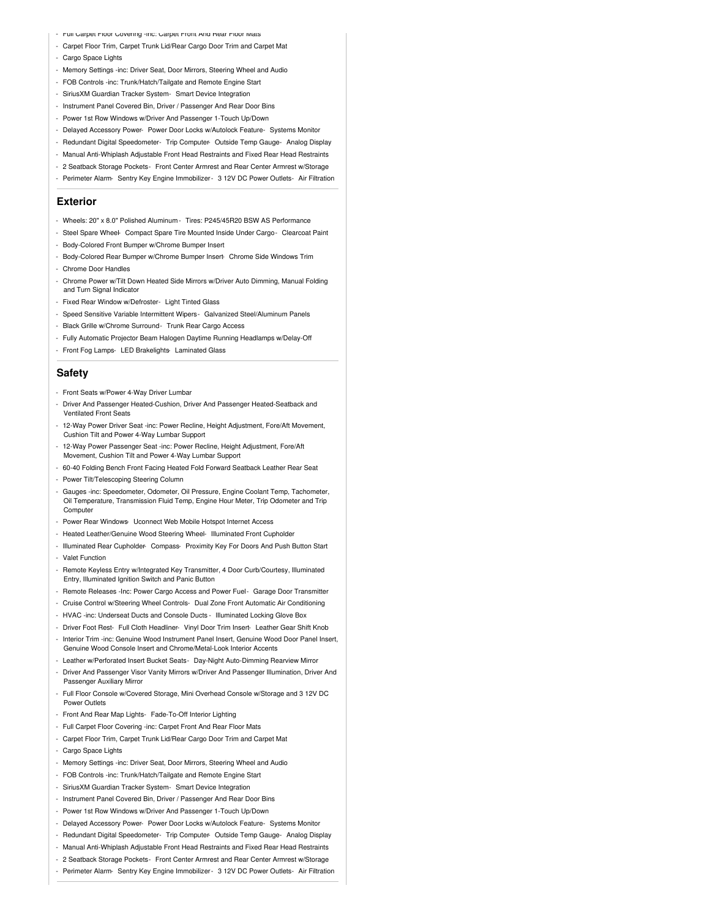- Full Carpet Floor Covering -inc: Carpet Front And Rear Floor Mats
- Carpet Floor Trim, Carpet Trunk Lid/Rear Cargo Door Trim and Carpet Mat
- Cargo Space Lights
- Memory Settings -inc: Driver Seat, Door Mirrors, Steering Wheel and Audio
- FOB Controls -inc: Trunk/Hatch/Tailgate and Remote Engine Start
- SiriusXM Guardian Tracker System- Smart Device Integration
- Instrument Panel Covered Bin, Driver / Passenger And Rear Door Bins
- Power 1st Row Windows w/Driver And Passenger 1-Touch Up/Down
- Delayed Accessory Power- Power Door Locks w/Autolock Feature- Systems Monitor
- Redundant Digital Speedometer- Trip Computer- Outside Temp Gauge- Analog Display
- Manual Anti-Whiplash Adjustable Front Head Restraints and Fixed Rear Head Restraints
- 2 Seatback Storage Pockets- Front Center Armrest and Rear Center Armrest w/Storage
- Perimeter Alarm- Sentry Key Engine Immobilizer- 3 12V DC Power Outlets- Air Filtration

## Exterior

- Wheels: 20" x 8.0" Polished Aluminum- Tires: P245/45R20 BSW AS Performance
- Steel Spare Wheel- Compact Spare Tire Mounted Inside Under Cargo- Clearcoat Paint
- Body-Colored Front Bumper w/Chrome Bumper Insert
- Body-Colored Rear Bumper w/Chrome Bumper Insert- Chrome Side Windows Trim
- Chrome Door Handles
- Chrome Power w/Tilt Down Heated Side Mirrors w/Driver Auto Dimming, Manual Folding and Turn Signal Indicator
- Fixed Rear Window w/Defroster- Light Tinted Glass
- Speed Sensitive Variable Intermittent Wipers- Galvanized Steel/Aluminum Panels
- Black Grille w/Chrome Surround- Trunk Rear Cargo Access
- Fully Automatic Projector Beam Halogen Daytime Running Headlamps w/Delay-Off
- Front Fog Lamps- LED Brakelights- Laminated Glass

## Safety

- Front Seats w/Power 4-Way Driver Lumbar
- Driver And Passenger Heated-Cushion, Driver And Passenger Heated-Seatback and Ventilated Front Seats
- 12-Way Power Driver Seat -inc: Power Recline, Height Adjustment, Fore/Aft Movement, Cushion Tilt and Power 4-Way Lumbar Support
- 12-Way Power Passenger Seat -inc: Power Recline, Height Adjustment, Fore/Aft Movement, Cushion Tilt and Power 4-Way Lumbar Support
- 60-40 Folding Bench Front Facing Heated Fold Forward Seatback Leather Rear Seat
- Power Tilt/Telescoping Steering Column
- Gauges -inc: Speedometer, Odometer, Oil Pressure, Engine Coolant Temp, Tachometer, Oil Temperature, Transmission Fluid Temp, Engine Hour Meter, Trip Odometer and Trip Computer
- Power Rear Windows- Uconnect Web Mobile Hotspot Internet Access
- Heated Leather/Genuine Wood Steering Wheel- Illuminated Front Cupholder
- Illuminated Rear Cupholder- Compass- Proximity Key For Doors And Push Button Start
- Valet Function
- Remote Keyless Entry w/Integrated Key Transmitter, 4 Door Curb/Courtesy, Illuminated Entry, Illuminated Ignition Switch and Panic Button
- Remote Releases -Inc: Power Cargo Access and Power Fuel- Garage Door Transmitter
- Cruise Control w/Steering Wheel Controls- Dual Zone Front Automatic Air Conditioning
- HVAC -inc: Underseat Ducts and Console Ducts- Illuminated Locking Glove Box
- Driver Foot Rest- Full Cloth Headliner- Vinyl Door Trim Insert- Leather Gear Shift Knob
- Interior Trim -inc: Genuine Wood Instrument Panel Insert, Genuine Wood Door Panel Insert, Genuine Wood Console Insert and Chrome/Metal-Look Interior Accents
- Leather w/Perforated Insert Bucket Seats- Day-Night Auto-Dimming Rearview Mirror
- Driver And Passenger Visor Vanity Mirrors w/Driver And Passenger Illumination, Driver And Passenger Auxiliary Mirror
- Full Floor Console w/Covered Storage, Mini Overhead Console w/Storage and 3 12V DC Power Outlets
- Front And Rear Map Lights- Fade-To-Off Interior Lighting
- Full Carpet Floor Covering -inc: Carpet Front And Rear Floor Mats
- Carpet Floor Trim, Carpet Trunk Lid/Rear Cargo Door Trim and Carpet Mat
- Cargo Space Lights
- Memory Settings -inc: Driver Seat, Door Mirrors, Steering Wheel and Audio
- FOB Controls -inc: Trunk/Hatch/Tailgate and Remote Engine Start
- SiriusXM Guardian Tracker System- Smart Device Integration
- Instrument Panel Covered Bin, Driver / Passenger And Rear Door Bins
- Power 1st Row Windows w/Driver And Passenger 1-Touch Up/Down
- Delayed Accessory Power- Power Door Locks w/Autolock Feature- Systems Monitor
- Redundant Digital Speedometer- Trip Computer- Outside Temp Gauge- Analog Display
- Manual Anti-Whiplash Adjustable Front Head Restraints and Fixed Rear Head Restraints
- 2 Seatback Storage Pockets- Front Center Armrest and Rear Center Armrest w/Storage
- Perimeter Alarm- Sentry Key Engine Immobilizer- 3 12V DC Power Outlets- Air Filtration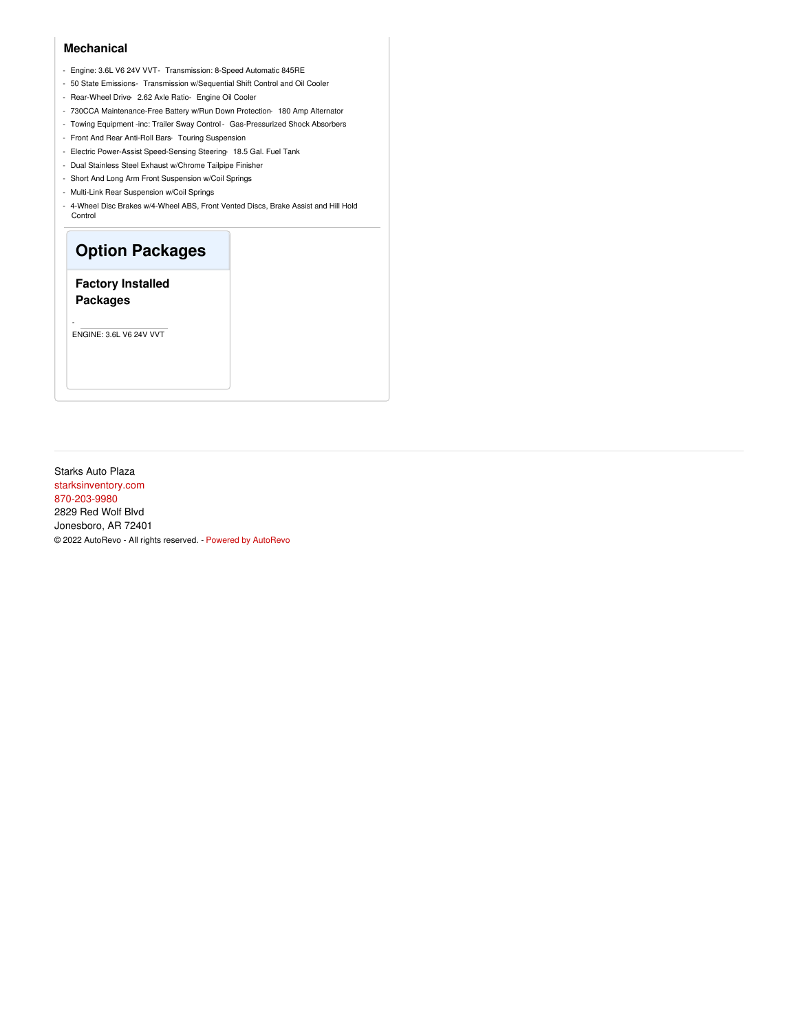## Mechanical

- Engine: 3.6L V6 24V VVT
- Transmission: 8-Speed Automatic 845RE
- 50 State Emissions
- Transmission w/Sequential Shift Control and Oil Cooler
- Rear-Wheel Drive
- 2.62 Axle Ratio
- Engine Oil Cooler
- 730CCA Maintenance-Free Battery w/Run Down Protection
- 180 Amp Alternator
- Towing Equipment -inc: Trailer Sway Control
- Gas-Pressurized Shock Absorbers
- Front And Rear Anti-Roll Bars
- Touring Suspension
- Electric Power-Assist Speed-Sensing Steering
- 18.5 Gal. Fuel Tank
- Dual Stainless Steel Exhaust w/Chrome Tailpipe Finisher
- Short And Long Arm Front Suspension w/Coil Springs
- Multi-Link Rear Suspension w/Coil Springs
- 4-Wheel Disc Brakes w/4-Wheel ABS, Front Vented Discs, Brake Assist and Hill Hold Control

# Option Packages

### Factory Installed Packages

- ENGINE: 3.6L V6 24V VVT

Starks Auto Plaza
starksinventory.com
870-203-9980
2829 Red Wolf Blvd
Jonesboro, AR 72401
© 2022 AutoRevo - All rights reserved. - Powered by AutoRevo